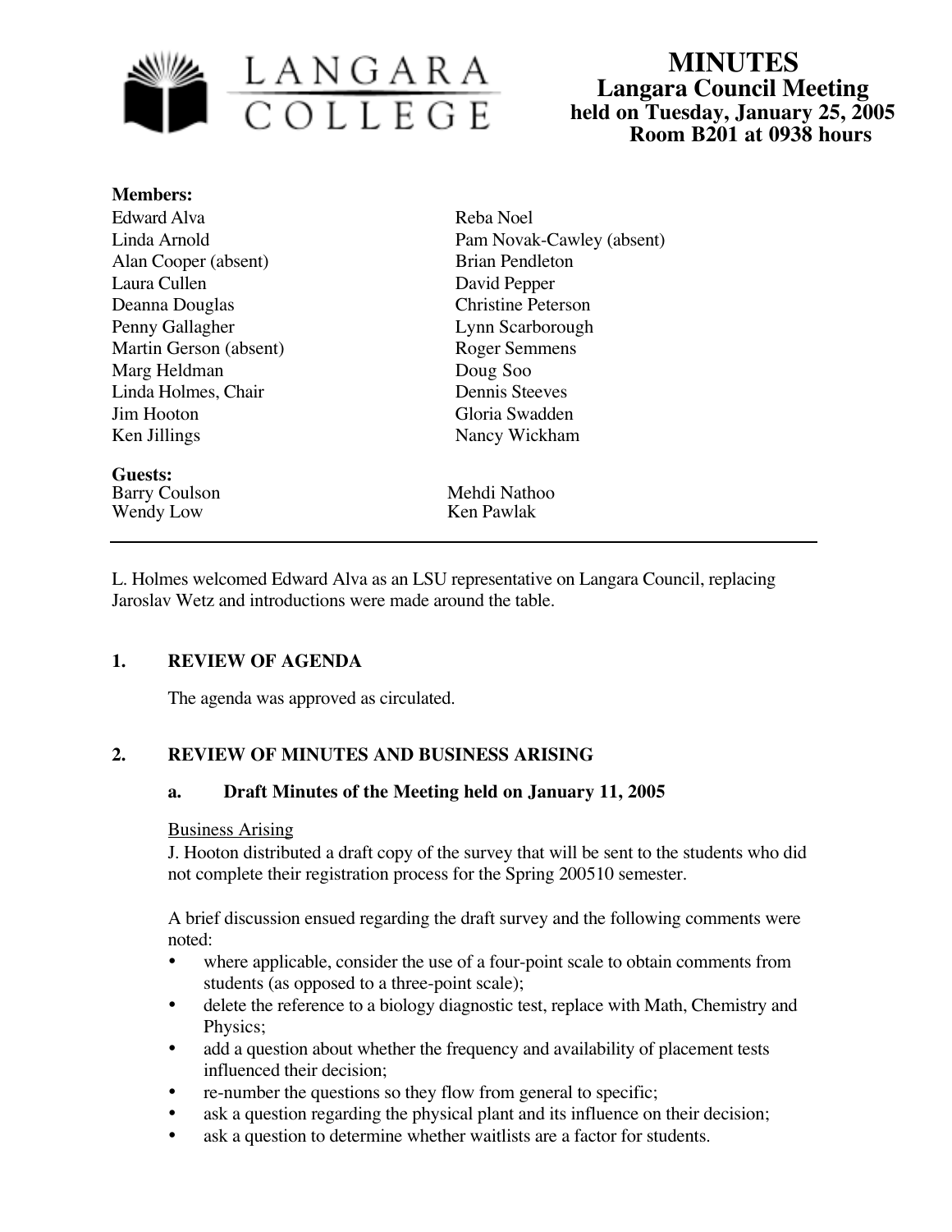LANGARA COLLEGE

# MINUTES
## Langara Council Meeting
### held on Tuesday, January 25, 2005
### Room B201 at 0938 hours

**Members:**

Edward Alva
Linda Arnold
Alan Cooper (absent)
Laura Cullen
Deanna Douglas
Penny Gallagher
Martin Gerson (absent)
Marg Heldman
Linda Holmes, Chair
Jim Hooton
Ken Jillings
Reba Noel
Pam Novak-Cawley (absent)
Brian Pendleton
David Pepper
Christine Peterson
Lynn Scarborough
Roger Semmens
Doug Soo
Dennis Steeves
Gloria Swadden
Nancy Wickham

**Guests:**

Barry Coulson
Wendy Low
Mehdi Nathoo
Ken Pawlak

---

L. Holmes welcomed Edward Alva as an LSU representative on Langara Council, replacing Jaroslav Wetz and introductions were made around the table.

## 1. REVIEW OF AGENDA

The agenda was approved as circulated.

## 2. REVIEW OF MINUTES AND BUSINESS ARISING

### a. Draft Minutes of the Meeting held on January 11, 2005

Business Arising

J. Hooton distributed a draft copy of the survey that will be sent to the students who did not complete their registration process for the Spring 200510 semester.

A brief discussion ensued regarding the draft survey and the following comments were noted:

- where applicable, consider the use of a four-point scale to obtain comments from students (as opposed to a three-point scale);
- delete the reference to a biology diagnostic test, replace with Math, Chemistry and Physics;
- add a question about whether the frequency and availability of placement tests influenced their decision;
- re-number the questions so they flow from general to specific;
- ask a question regarding the physical plant and its influence on their decision;
- ask a question to determine whether waitlists are a factor for students.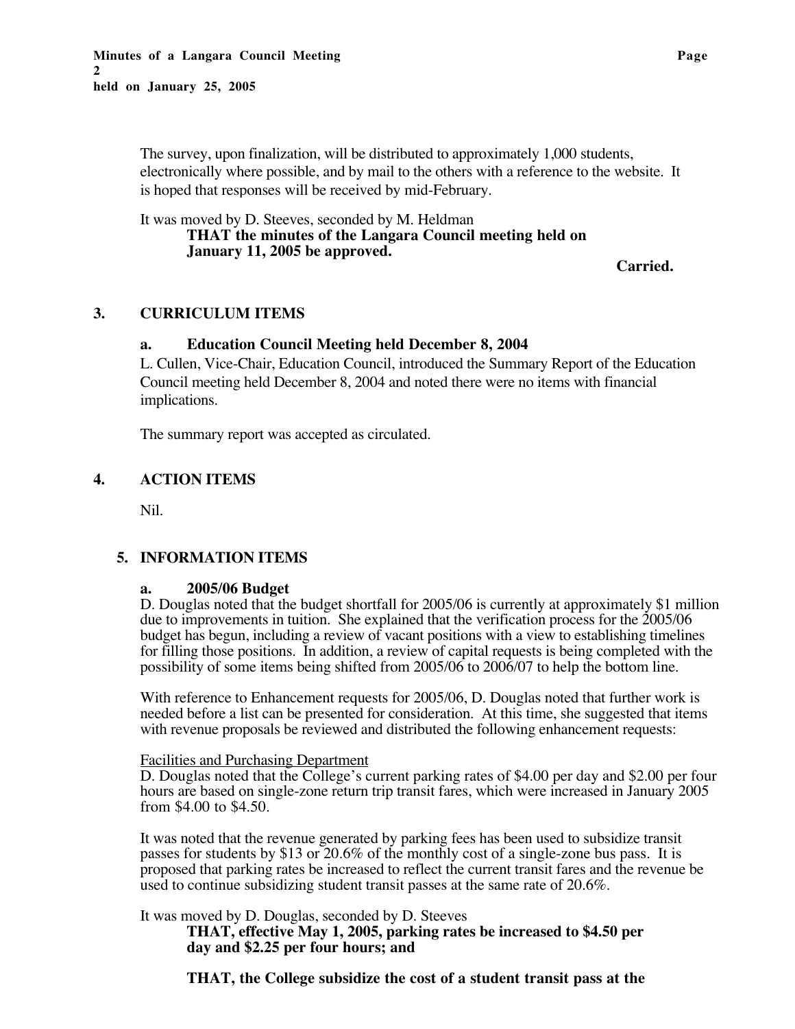The survey, upon finalization, will be distributed to approximately 1,000 students, electronically where possible, and by mail to the others with a reference to the website. It is hoped that responses will be received by mid-February.

It was moved by D. Steeves, seconded by M. Heldman

> **THAT the minutes of the Langara Council meeting held on January 11, 2005 be approved.**

**Carried.**

## 3. CURRICULUM ITEMS

### a. Education Council Meeting held December 8, 2004

L. Cullen, Vice-Chair, Education Council, introduced the Summary Report of the Education Council meeting held December 8, 2004 and noted there were no items with financial implications.

The summary report was accepted as circulated.

## 4. ACTION ITEMS

Nil.

## 5. INFORMATION ITEMS

### a. 2005/06 Budget

D. Douglas noted that the budget shortfall for 2005/06 is currently at approximately $1 million due to improvements in tuition. She explained that the verification process for the 2005/06 budget has begun, including a review of vacant positions with a view to establishing timelines for filling those positions. In addition, a review of capital requests is being completed with the possibility of some items being shifted from 2005/06 to 2006/07 to help the bottom line.

With reference to Enhancement requests for 2005/06, D. Douglas noted that further work is needed before a list can be presented for consideration. At this time, she suggested that items with revenue proposals be reviewed and distributed the following enhancement requests:

<u>Facilities and Purchasing Department</u>

D. Douglas noted that the College's current parking rates of $4.00 per day and $2.00 per four hours are based on single-zone return trip transit fares, which were increased in January 2005 from $4.00 to $4.50.

It was noted that the revenue generated by parking fees has been used to subsidize transit passes for students by $13 or 20.6% of the monthly cost of a single-zone bus pass. It is proposed that parking rates be increased to reflect the current transit fares and the revenue be used to continue subsidizing student transit passes at the same rate of 20.6%.

It was moved by D. Douglas, seconded by D. Steeves

> **THAT, effective May 1, 2005, parking rates be increased to $4.50 per day and $2.25 per four hours; and**
>
> **THAT, the College subsidize the cost of a student transit pass at the**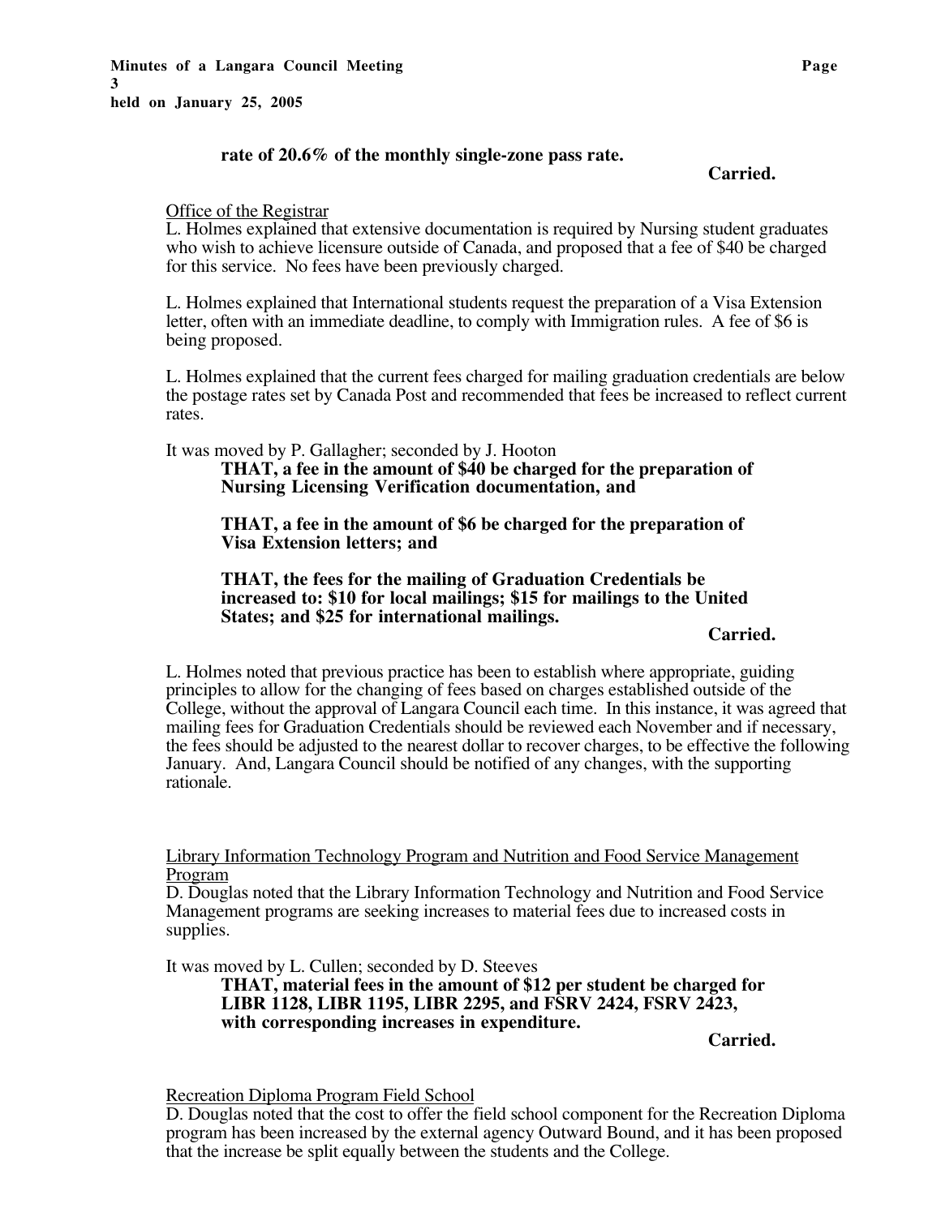**rate of 20.6% of the monthly single-zone pass rate.**

**Carried.**

Office of the Registrar

L. Holmes explained that extensive documentation is required by Nursing student graduates who wish to achieve licensure outside of Canada, and proposed that a fee of $40 be charged for this service. No fees have been previously charged.

L. Holmes explained that International students request the preparation of a Visa Extension letter, often with an immediate deadline, to comply with Immigration rules. A fee of $6 is being proposed.

L. Holmes explained that the current fees charged for mailing graduation credentials are below the postage rates set by Canada Post and recommended that fees be increased to reflect current rates.

It was moved by P. Gallagher; seconded by J. Hooton

**THAT, a fee in the amount of $40 be charged for the preparation of Nursing Licensing Verification documentation, and**

**THAT, a fee in the amount of $6 be charged for the preparation of Visa Extension letters; and**

**THAT, the fees for the mailing of Graduation Credentials be increased to: $10 for local mailings; $15 for mailings to the United States; and $25 for international mailings.**

**Carried.**

L. Holmes noted that previous practice has been to establish where appropriate, guiding principles to allow for the changing of fees based on charges established outside of the College, without the approval of Langara Council each time. In this instance, it was agreed that mailing fees for Graduation Credentials should be reviewed each November and if necessary, the fees should be adjusted to the nearest dollar to recover charges, to be effective the following January. And, Langara Council should be notified of any changes, with the supporting rationale.

Library Information Technology Program and Nutrition and Food Service Management Program

D. Douglas noted that the Library Information Technology and Nutrition and Food Service Management programs are seeking increases to material fees due to increased costs in supplies.

It was moved by L. Cullen; seconded by D. Steeves

**THAT, material fees in the amount of $12 per student be charged for LIBR 1128, LIBR 1195, LIBR 2295, and FSRV 2424, FSRV 2423, with corresponding increases in expenditure.**

**Carried.**

Recreation Diploma Program Field School

D. Douglas noted that the cost to offer the field school component for the Recreation Diploma program has been increased by the external agency Outward Bound, and it has been proposed that the increase be split equally between the students and the College.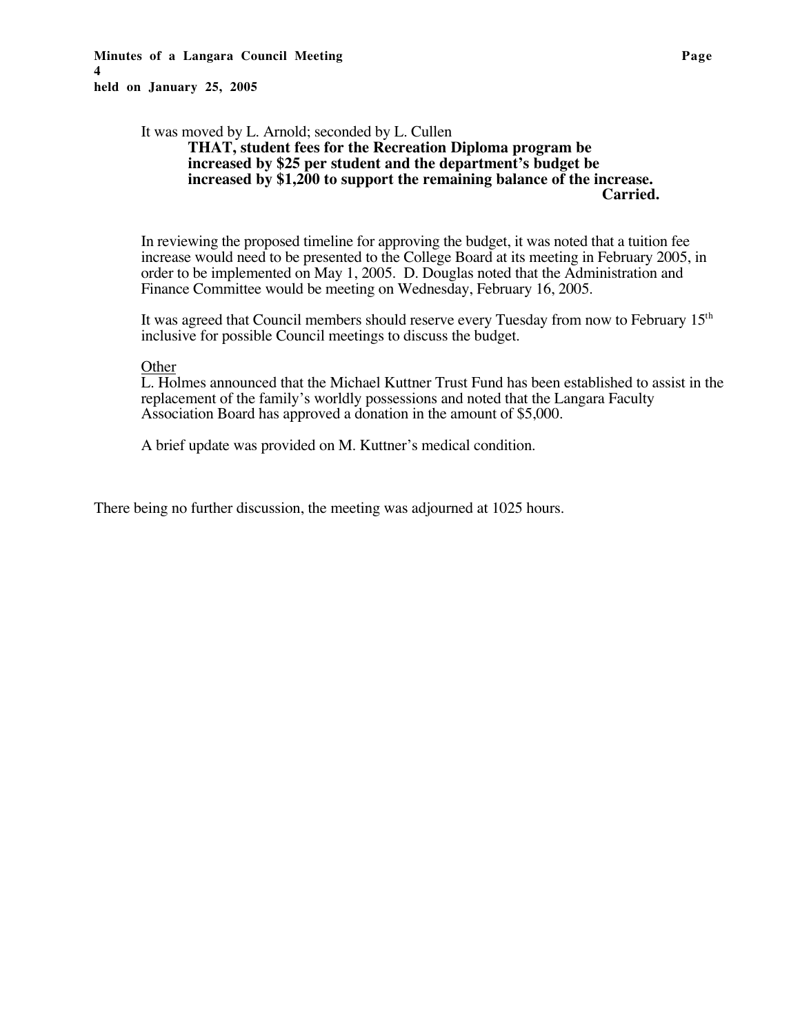It was moved by L. Arnold; seconded by L. Cullen

**THAT, student fees for the Recreation Diploma program be increased by $25 per student and the department's budget be increased by $1,200 to support the remaining balance of the increase.**

**Carried.**

In reviewing the proposed timeline for approving the budget, it was noted that a tuition fee increase would need to be presented to the College Board at its meeting in February 2005, in order to be implemented on May 1, 2005. D. Douglas noted that the Administration and Finance Committee would be meeting on Wednesday, February 16, 2005.

It was agreed that Council members should reserve every Tuesday from now to February 15th inclusive for possible Council meetings to discuss the budget.

<u>Other</u>

L. Holmes announced that the Michael Kuttner Trust Fund has been established to assist in the replacement of the family's worldly possessions and noted that the Langara Faculty Association Board has approved a donation in the amount of $5,000.

A brief update was provided on M. Kuttner's medical condition.

There being no further discussion, the meeting was adjourned at 1025 hours.